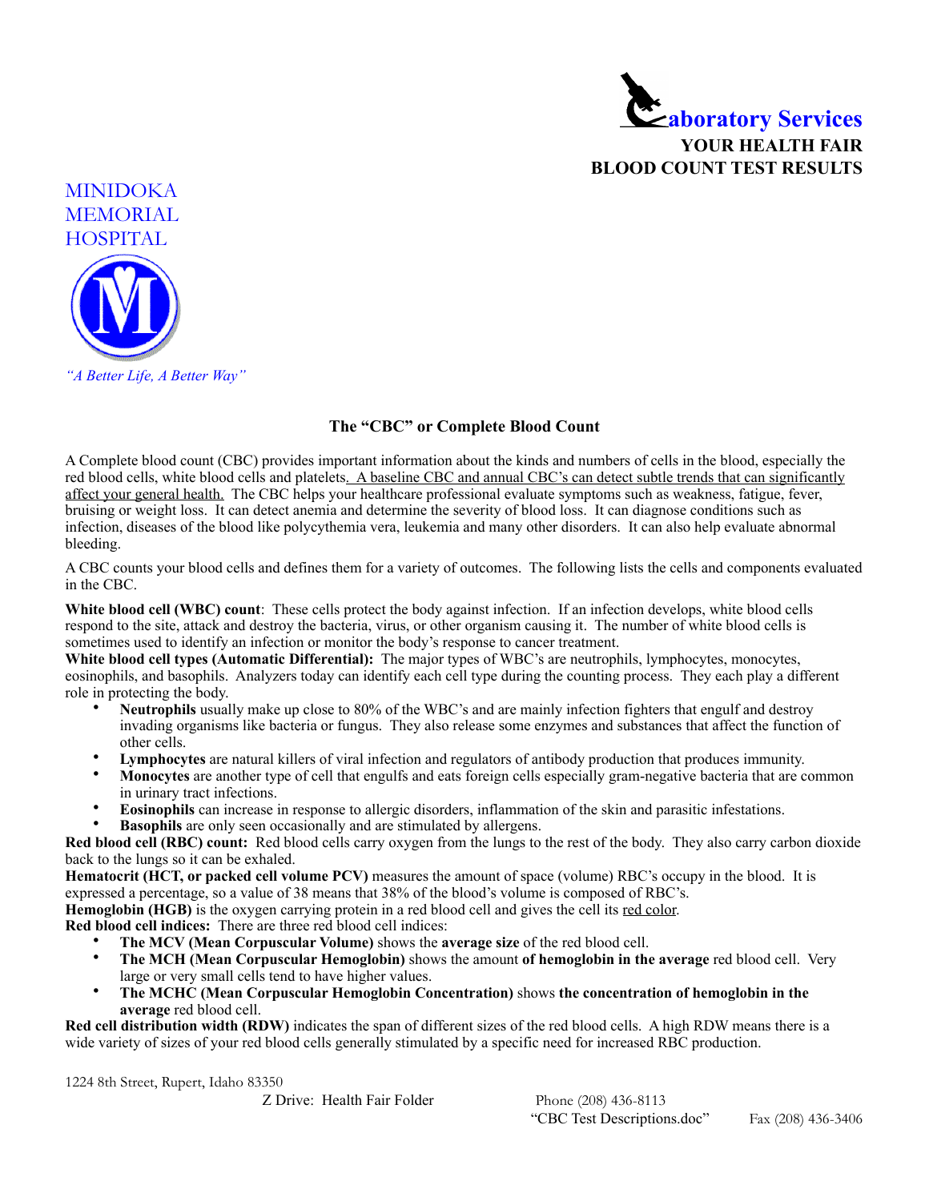**Laboratory Services**
**YOUR HEALTH FAIR**
**BLOOD COUNT TEST RESULTS**

MINIDOKA
MEMORIAL
HOSPITAL

*"A Better Life, A Better Way"*

## The "CBC" or Complete Blood Count

A Complete blood count (CBC) provides important information about the kinds and numbers of cells in the blood, especially the red blood cells, white blood cells and platelets. A baseline CBC and annual CBC's can detect subtle trends that can significantly affect your general health. The CBC helps your healthcare professional evaluate symptoms such as weakness, fatigue, fever, bruising or weight loss. It can detect anemia and determine the severity of blood loss. It can diagnose conditions such as infection, diseases of the blood like polycythemia vera, leukemia and many other disorders. It can also help evaluate abnormal bleeding.

A CBC counts your blood cells and defines them for a variety of outcomes. The following lists the cells and components evaluated in the CBC.

**White blood cell (WBC) count**: These cells protect the body against infection. If an infection develops, white blood cells respond to the site, attack and destroy the bacteria, virus, or other organism causing it. The number of white blood cells is sometimes used to identify an infection or monitor the body's response to cancer treatment.

**White blood cell types (Automatic Differential):** The major types of WBC's are neutrophils, lymphocytes, monocytes, eosinophils, and basophils. Analyzers today can identify each cell type during the counting process. They each play a different role in protecting the body.

- **Neutrophils** usually make up close to 80% of the WBC's and are mainly infection fighters that engulf and destroy invading organisms like bacteria or fungus. They also release some enzymes and substances that affect the function of other cells.
- **Lymphocytes** are natural killers of viral infection and regulators of antibody production that produces immunity.
- **Monocytes** are another type of cell that engulfs and eats foreign cells especially gram-negative bacteria that are common in urinary tract infections.
- **Eosinophils** can increase in response to allergic disorders, inflammation of the skin and parasitic infestations.
- **Basophils** are only seen occasionally and are stimulated by allergens.

**Red blood cell (RBC) count:** Red blood cells carry oxygen from the lungs to the rest of the body. They also carry carbon dioxide back to the lungs so it can be exhaled.

**Hematocrit (HCT, or packed cell volume PCV)** measures the amount of space (volume) RBC's occupy in the blood. It is expressed a percentage, so a value of 38 means that 38% of the blood's volume is composed of RBC's.

**Hemoglobin (HGB)** is the oxygen carrying protein in a red blood cell and gives the cell its red color.

**Red blood cell indices:** There are three red blood cell indices:

- **The MCV (Mean Corpuscular Volume)** shows the **average size** of the red blood cell.
- **The MCH (Mean Corpuscular Hemoglobin)** shows the amount **of hemoglobin in the average** red blood cell. Very large or very small cells tend to have higher values.
- **The MCHC (Mean Corpuscular Hemoglobin Concentration)** shows **the concentration of hemoglobin in the average** red blood cell.

**Red cell distribution width (RDW)** indicates the span of different sizes of the red blood cells. A high RDW means there is a wide variety of sizes of your red blood cells generally stimulated by a specific need for increased RBC production.

1224 8th Street, Rupert, Idaho 83350
Z Drive: Health Fair Folder
Phone (208) 436-8113
"CBC Test Descriptions.doc"
Fax (208) 436-3406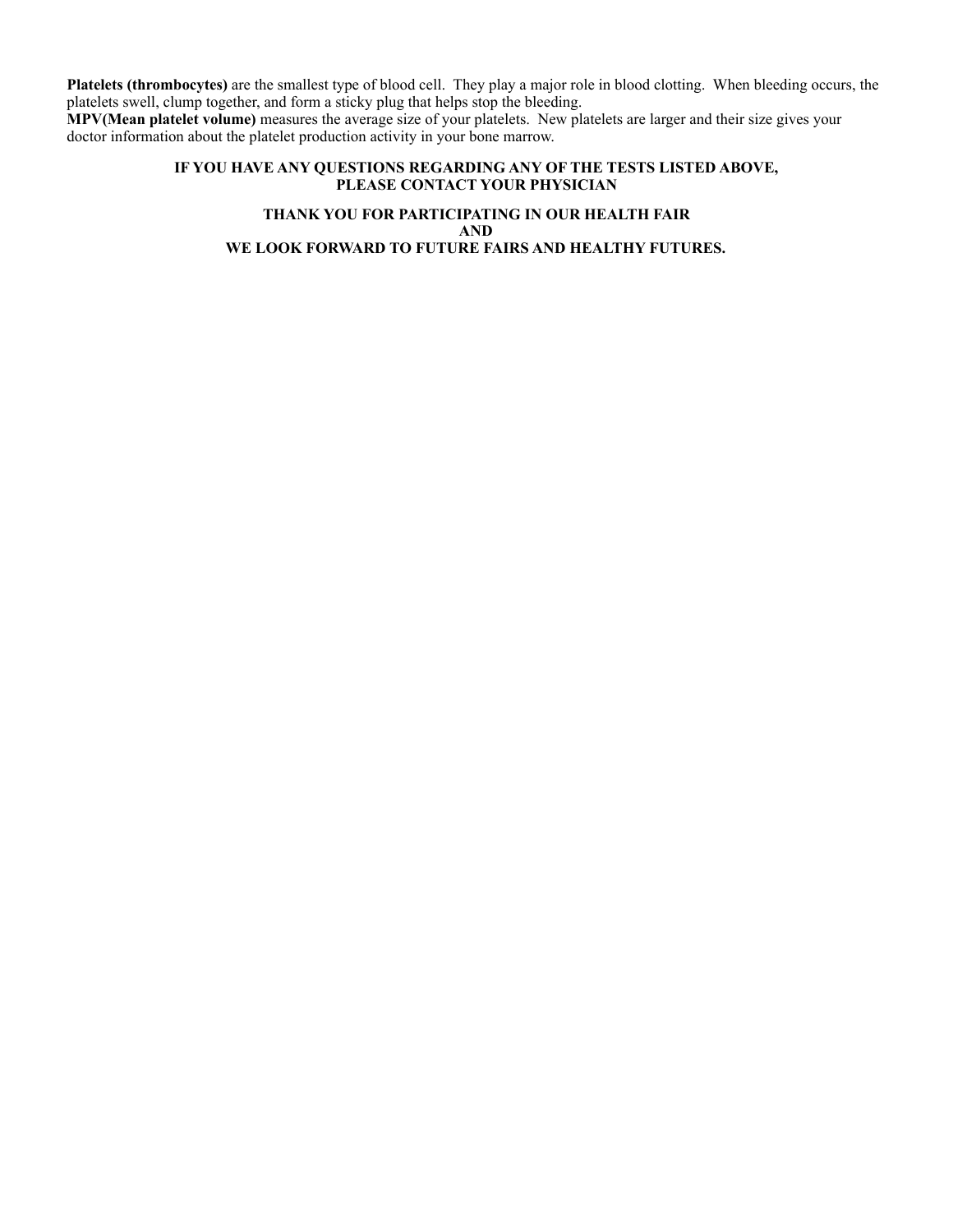**Platelets (thrombocytes)** are the smallest type of blood cell. They play a major role in blood clotting. When bleeding occurs, the platelets swell, clump together, and form a sticky plug that helps stop the bleeding.

**MPV(Mean platelet volume)** measures the average size of your platelets. New platelets are larger and their size gives your doctor information about the platelet production activity in your bone marrow.

**IF YOU HAVE ANY QUESTIONS REGARDING ANY OF THE TESTS LISTED ABOVE,
PLEASE CONTACT YOUR PHYSICIAN**

**THANK YOU FOR PARTICIPATING IN OUR HEALTH FAIR
AND
WE LOOK FORWARD TO FUTURE FAIRS AND HEALTHY FUTURES.**